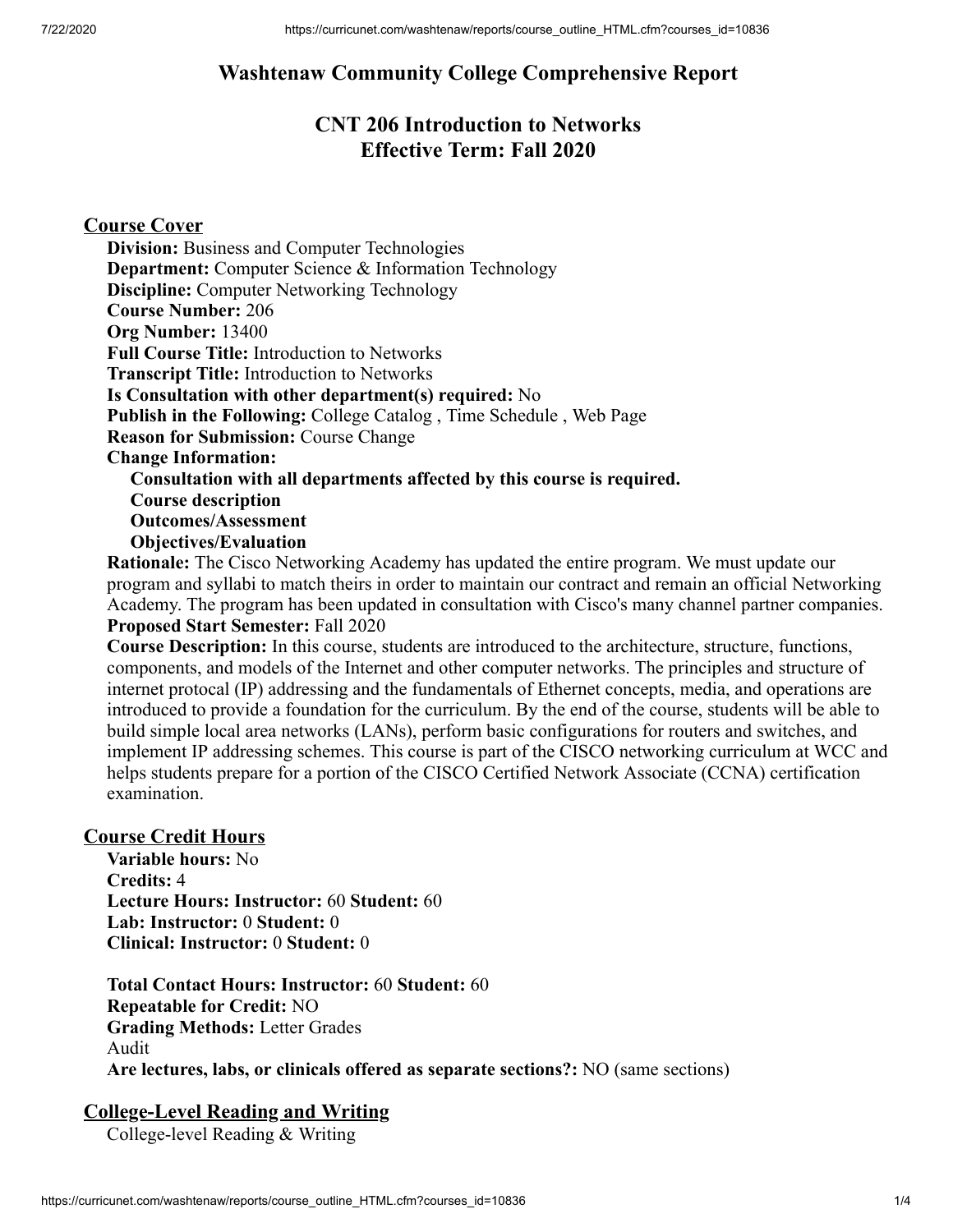# Washtenaw Community College Comprehensive Report

## CNT 206 Introduction to Networks
## Effective Term: Fall 2020

### Course Cover

**Division:** Business and Computer Technologies
**Department:** Computer Science & Information Technology
**Discipline:** Computer Networking Technology
**Course Number:** 206
**Org Number:** 13400
**Full Course Title:** Introduction to Networks
**Transcript Title:** Introduction to Networks
**Is Consultation with other department(s) required:** No
**Publish in the Following:** College Catalog , Time Schedule , Web Page
**Reason for Submission:** Course Change
**Change Information:**

- **Consultation with all departments affected by this course is required.**
- **Course description**
- **Outcomes/Assessment**
- **Objectives/Evaluation**

**Rationale:** The Cisco Networking Academy has updated the entire program. We must update our program and syllabi to match theirs in order to maintain our contract and remain an official Networking Academy. The program has been updated in consultation with Cisco's many channel partner companies.
**Proposed Start Semester:** Fall 2020
**Course Description:** In this course, students are introduced to the architecture, structure, functions, components, and models of the Internet and other computer networks. The principles and structure of internet protocal (IP) addressing and the fundamentals of Ethernet concepts, media, and operations are introduced to provide a foundation for the curriculum. By the end of the course, students will be able to build simple local area networks (LANs), perform basic configurations for routers and switches, and implement IP addressing schemes. This course is part of the CISCO networking curriculum at WCC and helps students prepare for a portion of the CISCO Certified Network Associate (CCNA) certification examination.

### Course Credit Hours

**Variable hours:** No
**Credits:** 4
**Lecture Hours: Instructor:** 60 **Student:** 60
**Lab: Instructor:** 0 **Student:** 0
**Clinical: Instructor:** 0 **Student:** 0

**Total Contact Hours: Instructor:** 60 **Student:** 60
**Repeatable for Credit:** NO
**Grading Methods:** Letter Grades
Audit
**Are lectures, labs, or clinicals offered as separate sections?:** NO (same sections)

### College-Level Reading and Writing

College-level Reading & Writing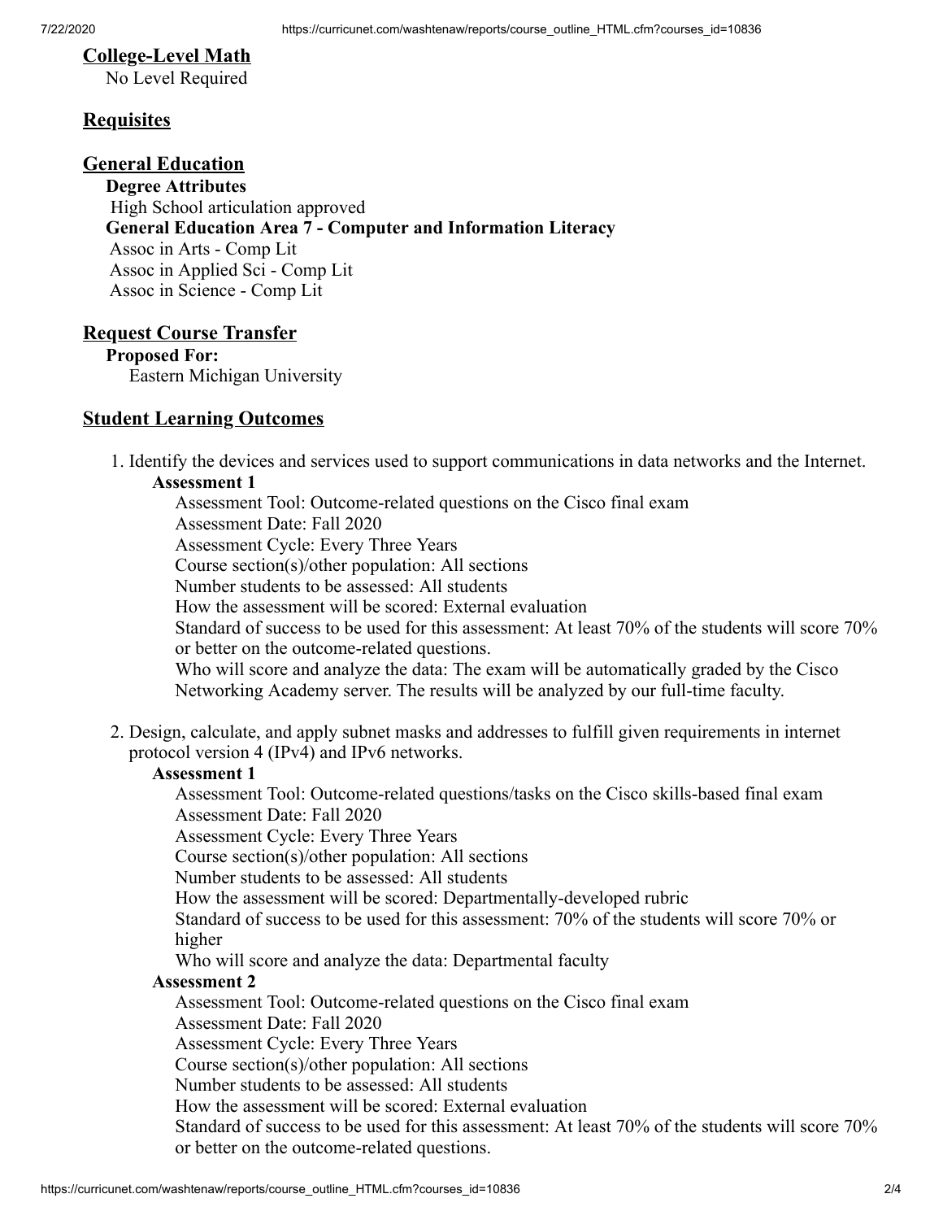## College-Level Math

No Level Required

## Requisites

## General Education

**Degree Attributes**

High School articulation approved

**General Education Area 7 - Computer and Information Literacy**

Assoc in Arts - Comp Lit
Assoc in Applied Sci - Comp Lit
Assoc in Science - Comp Lit

## Request Course Transfer

**Proposed For:**

Eastern Michigan University

## Student Learning Outcomes

1. Identify the devices and services used to support communications in data networks and the Internet.

   **Assessment 1**

   Assessment Tool: Outcome-related questions on the Cisco final exam
   Assessment Date: Fall 2020
   Assessment Cycle: Every Three Years
   Course section(s)/other population: All sections
   Number students to be assessed: All students
   How the assessment will be scored: External evaluation
   Standard of success to be used for this assessment: At least 70% of the students will score 70% or better on the outcome-related questions.
   Who will score and analyze the data: The exam will be automatically graded by the Cisco Networking Academy server. The results will be analyzed by our full-time faculty.

2. Design, calculate, and apply subnet masks and addresses to fulfill given requirements in internet protocol version 4 (IPv4) and IPv6 networks.

   **Assessment 1**

   Assessment Tool: Outcome-related questions/tasks on the Cisco skills-based final exam
   Assessment Date: Fall 2020
   Assessment Cycle: Every Three Years
   Course section(s)/other population: All sections
   Number students to be assessed: All students
   How the assessment will be scored: Departmentally-developed rubric
   Standard of success to be used for this assessment: 70% of the students will score 70% or higher
   Who will score and analyze the data: Departmental faculty

   **Assessment 2**

   Assessment Tool: Outcome-related questions on the Cisco final exam
   Assessment Date: Fall 2020
   Assessment Cycle: Every Three Years
   Course section(s)/other population: All sections
   Number students to be assessed: All students
   How the assessment will be scored: External evaluation
   Standard of success to be used for this assessment: At least 70% of the students will score 70% or better on the outcome-related questions.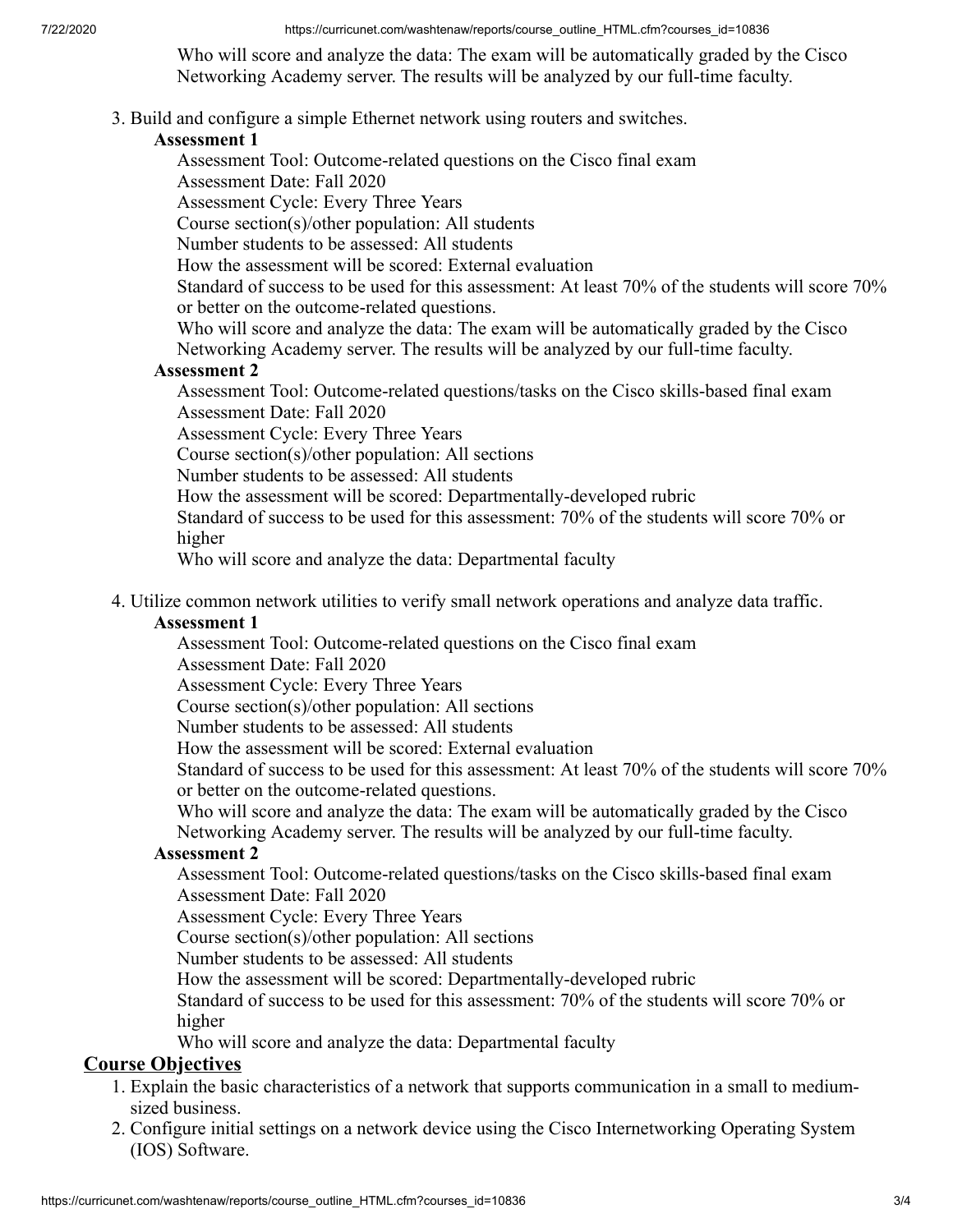Who will score and analyze the data: The exam will be automatically graded by the Cisco Networking Academy server. The results will be analyzed by our full-time faculty.

3. Build and configure a simple Ethernet network using routers and switches.

   **Assessment 1**

   Assessment Tool: Outcome-related questions on the Cisco final exam
   Assessment Date: Fall 2020
   Assessment Cycle: Every Three Years
   Course section(s)/other population: All students
   Number students to be assessed: All students
   How the assessment will be scored: External evaluation
   Standard of success to be used for this assessment: At least 70% of the students will score 70% or better on the outcome-related questions.
   Who will score and analyze the data: The exam will be automatically graded by the Cisco Networking Academy server. The results will be analyzed by our full-time faculty.

   **Assessment 2**

   Assessment Tool: Outcome-related questions/tasks on the Cisco skills-based final exam
   Assessment Date: Fall 2020
   Assessment Cycle: Every Three Years
   Course section(s)/other population: All sections
   Number students to be assessed: All students
   How the assessment will be scored: Departmentally-developed rubric
   Standard of success to be used for this assessment: 70% of the students will score 70% or higher
   Who will score and analyze the data: Departmental faculty

4. Utilize common network utilities to verify small network operations and analyze data traffic.

   **Assessment 1**

   Assessment Tool: Outcome-related questions on the Cisco final exam
   Assessment Date: Fall 2020
   Assessment Cycle: Every Three Years
   Course section(s)/other population: All sections
   Number students to be assessed: All students
   How the assessment will be scored: External evaluation
   Standard of success to be used for this assessment: At least 70% of the students will score 70% or better on the outcome-related questions.
   Who will score and analyze the data: The exam will be automatically graded by the Cisco Networking Academy server. The results will be analyzed by our full-time faculty.

   **Assessment 2**

   Assessment Tool: Outcome-related questions/tasks on the Cisco skills-based final exam
   Assessment Date: Fall 2020
   Assessment Cycle: Every Three Years
   Course section(s)/other population: All sections
   Number students to be assessed: All students
   How the assessment will be scored: Departmentally-developed rubric
   Standard of success to be used for this assessment: 70% of the students will score 70% or higher
   Who will score and analyze the data: Departmental faculty

## Course Objectives

1. Explain the basic characteristics of a network that supports communication in a small to medium-sized business.
2. Configure initial settings on a network device using the Cisco Internetworking Operating System (IOS) Software.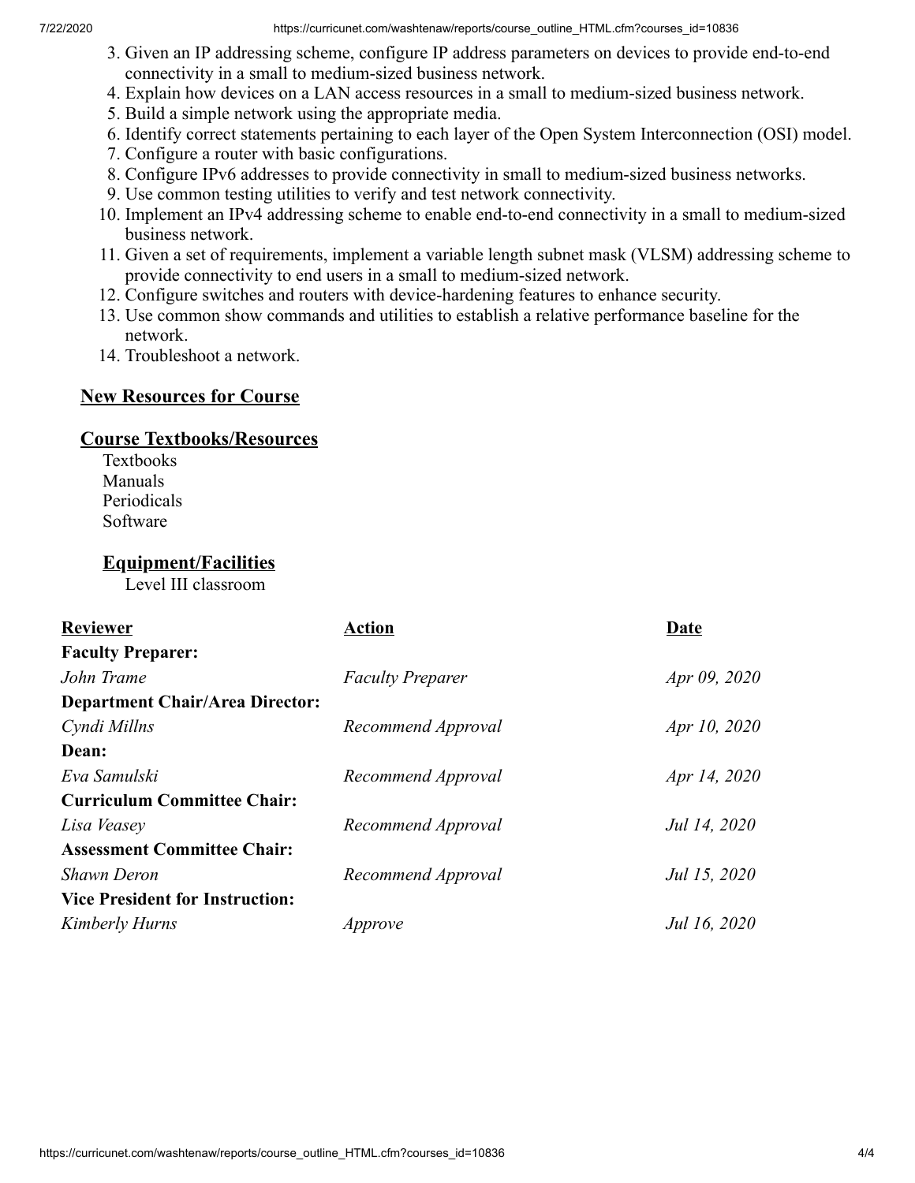3. Given an IP addressing scheme, configure IP address parameters on devices to provide end-to-end connectivity in a small to medium-sized business network.
4. Explain how devices on a LAN access resources in a small to medium-sized business network.
5. Build a simple network using the appropriate media.
6. Identify correct statements pertaining to each layer of the Open System Interconnection (OSI) model.
7. Configure a router with basic configurations.
8. Configure IPv6 addresses to provide connectivity in small to medium-sized business networks.
9. Use common testing utilities to verify and test network connectivity.
10. Implement an IPv4 addressing scheme to enable end-to-end connectivity in a small to medium-sized business network.
11. Given a set of requirements, implement a variable length subnet mask (VLSM) addressing scheme to provide connectivity to end users in a small to medium-sized network.
12. Configure switches and routers with device-hardening features to enhance security.
13. Use common show commands and utilities to establish a relative performance baseline for the network.
14. Troubleshoot a network.

## New Resources for Course

## Course Textbooks/Resources

Textbooks
Manuals
Periodicals
Software

### Equipment/Facilities

Level III classroom

| Reviewer | Action | Date |
|---|---|---|
| **Faculty Preparer:** | | |
| *John Trame* | *Faculty Preparer* | *Apr 09, 2020* |
| **Department Chair/Area Director:** | | |
| *Cyndi Millns* | *Recommend Approval* | *Apr 10, 2020* |
| **Dean:** | | |
| *Eva Samulski* | *Recommend Approval* | *Apr 14, 2020* |
| **Curriculum Committee Chair:** | | |
| *Lisa Veasey* | *Recommend Approval* | *Jul 14, 2020* |
| **Assessment Committee Chair:** | | |
| *Shawn Deron* | *Recommend Approval* | *Jul 15, 2020* |
| **Vice President for Instruction:** | | |
| *Kimberly Hurns* | *Approve* | *Jul 16, 2020* |